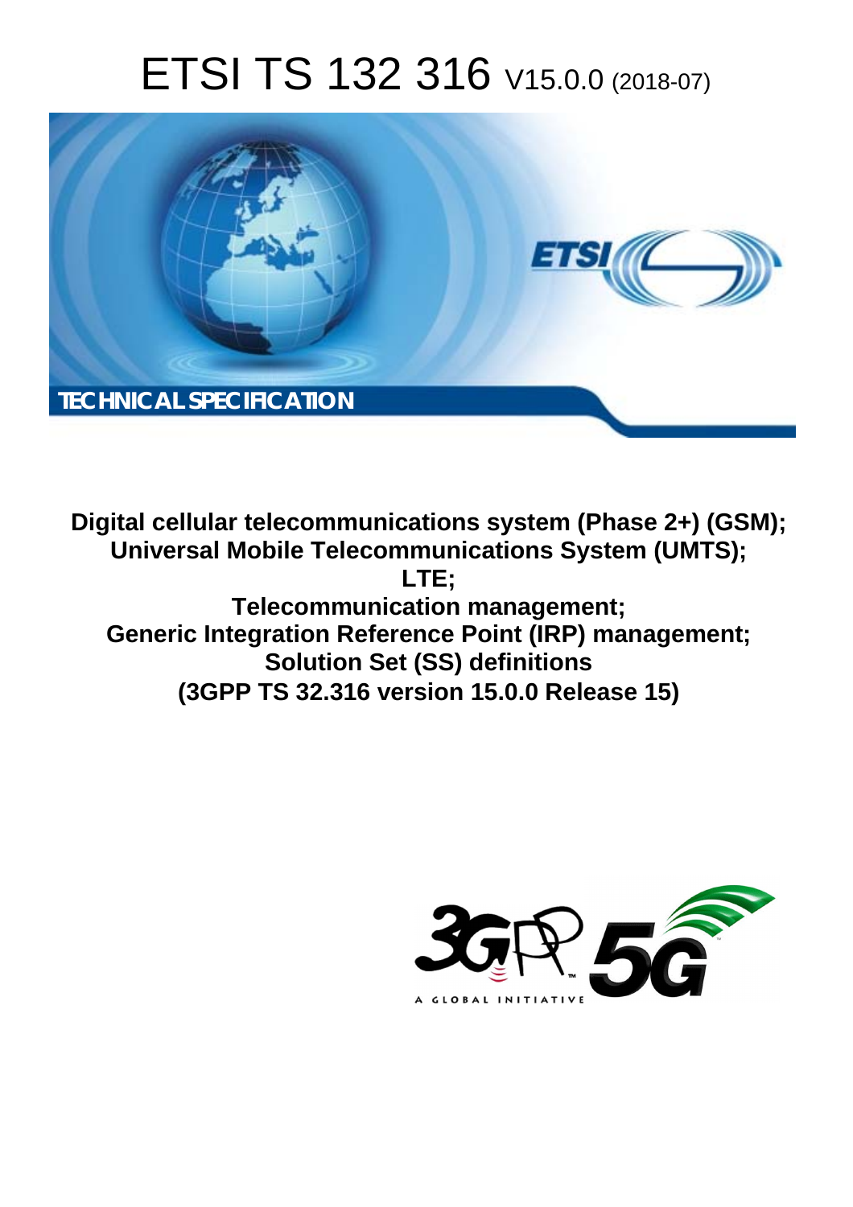# ETSI TS 132 316 V15.0.0 (2018-07)

TECHNICAL SPECIFICATION

**Digital cellular telecommunications system (Phase 2+) (GSM); Universal Mobile Telecommunications System (UMTS); LTE; Telecommunication management; Generic Integration Reference Point (IRP) management; Solution Set (SS) definitions (3GPP TS 32.316 version 15.0.0 Release 15)**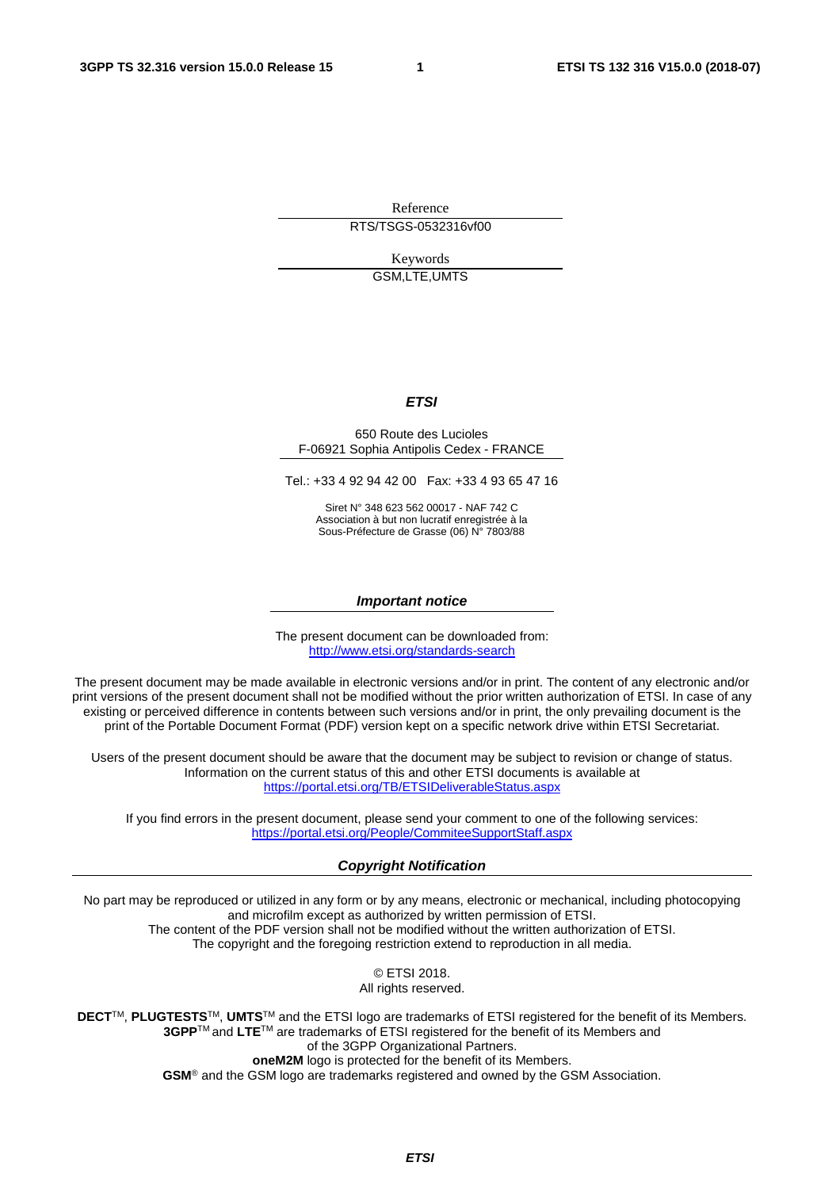Reference

RTS/TSGS-0532316vf00

Keywords

GSM,LTE,UMTS

***ETSI***

650 Route des Lucioles
F-06921 Sophia Antipolis Cedex - FRANCE

Tel.: +33 4 92 94 42 00   Fax: +33 4 93 65 47 16

Siret N° 348 623 562 00017 - NAF 742 C
Association à but non lucratif enregistrée à la
Sous-Préfecture de Grasse (06) N° 7803/88

***Important notice***

The present document can be downloaded from:
http://www.etsi.org/standards-search

The present document may be made available in electronic versions and/or in print. The content of any electronic and/or print versions of the present document shall not be modified without the prior written authorization of ETSI. In case of any existing or perceived difference in contents between such versions and/or in print, the only prevailing document is the print of the Portable Document Format (PDF) version kept on a specific network drive within ETSI Secretariat.

Users of the present document should be aware that the document may be subject to revision or change of status. Information on the current status of this and other ETSI documents is available at
https://portal.etsi.org/TB/ETSIDeliverableStatus.aspx

If you find errors in the present document, please send your comment to one of the following services:
https://portal.etsi.org/People/CommiteeSupportStaff.aspx

***Copyright Notification***

No part may be reproduced or utilized in any form or by any means, electronic or mechanical, including photocopying and microfilm except as authorized by written permission of ETSI.
The content of the PDF version shall not be modified without the written authorization of ETSI.
The copyright and the foregoing restriction extend to reproduction in all media.

© ETSI 2018.
All rights reserved.

**DECT**TM, **PLUGTESTS**TM, **UMTS**TM and the ETSI logo are trademarks of ETSI registered for the benefit of its Members.
**3GPP**TM and **LTE**TM are trademarks of ETSI registered for the benefit of its Members and
of the 3GPP Organizational Partners.
**oneM2M** logo is protected for the benefit of its Members.
**GSM**® and the GSM logo are trademarks registered and owned by the GSM Association.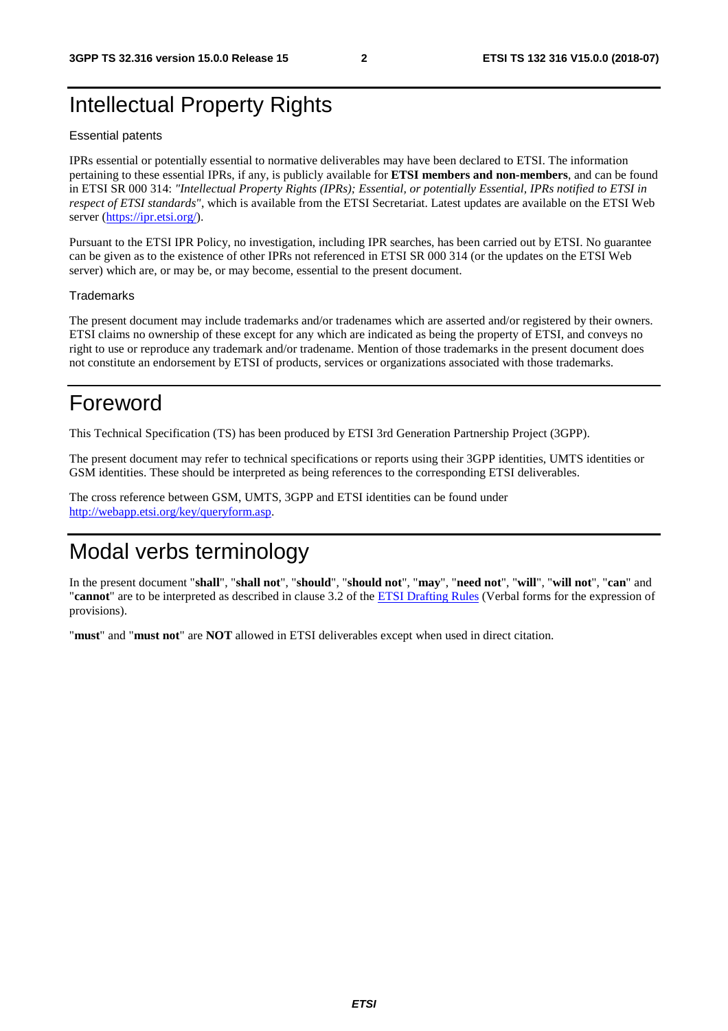# Intellectual Property Rights

Essential patents

IPRs essential or potentially essential to normative deliverables may have been declared to ETSI. The information pertaining to these essential IPRs, if any, is publicly available for **ETSI members and non-members**, and can be found in ETSI SR 000 314: *"Intellectual Property Rights (IPRs); Essential, or potentially Essential, IPRs notified to ETSI in respect of ETSI standards"*, which is available from the ETSI Secretariat. Latest updates are available on the ETSI Web server (https://ipr.etsi.org/).

Pursuant to the ETSI IPR Policy, no investigation, including IPR searches, has been carried out by ETSI. No guarantee can be given as to the existence of other IPRs not referenced in ETSI SR 000 314 (or the updates on the ETSI Web server) which are, or may be, or may become, essential to the present document.

Trademarks

The present document may include trademarks and/or tradenames which are asserted and/or registered by their owners. ETSI claims no ownership of these except for any which are indicated as being the property of ETSI, and conveys no right to use or reproduce any trademark and/or tradename. Mention of those trademarks in the present document does not constitute an endorsement by ETSI of products, services or organizations associated with those trademarks.

# Foreword

This Technical Specification (TS) has been produced by ETSI 3rd Generation Partnership Project (3GPP).

The present document may refer to technical specifications or reports using their 3GPP identities, UMTS identities or GSM identities. These should be interpreted as being references to the corresponding ETSI deliverables.

The cross reference between GSM, UMTS, 3GPP and ETSI identities can be found under http://webapp.etsi.org/key/queryform.asp.

# Modal verbs terminology

In the present document "**shall**", "**shall not**", "**should**", "**should not**", "**may**", "**need not**", "**will**", "**will not**", "**can**" and "**cannot**" are to be interpreted as described in clause 3.2 of the ETSI Drafting Rules (Verbal forms for the expression of provisions).

"**must**" and "**must not**" are **NOT** allowed in ETSI deliverables except when used in direct citation.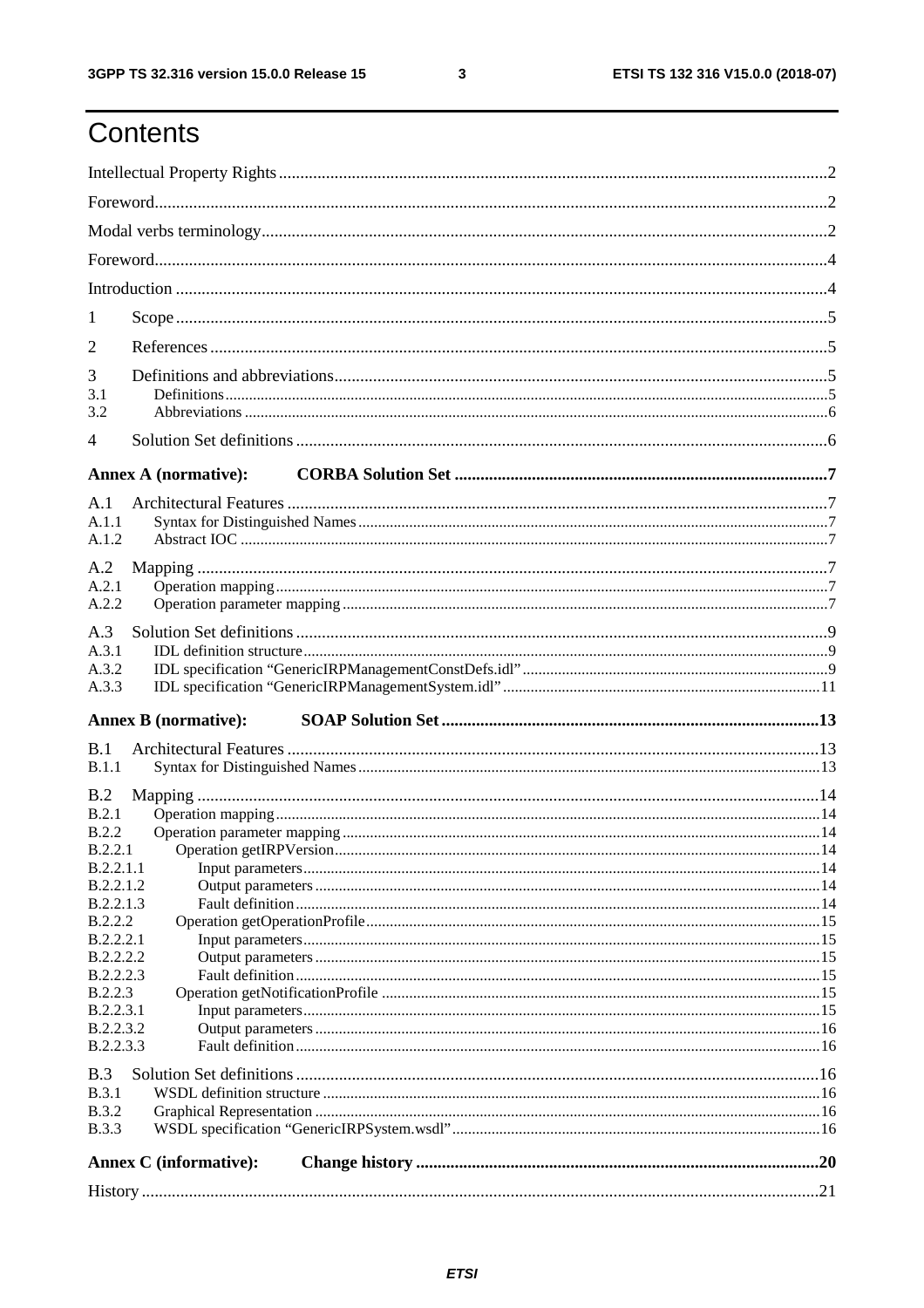# Contents

Intellectual Property Rights ..... 2

Foreword ..... 2

Modal verbs terminology ..... 2

Foreword ..... 4

Introduction ..... 4

1 Scope ..... 5

2 References ..... 5

3 Definitions and abbreviations ..... 5

3.1 Definitions ..... 5

3.2 Abbreviations ..... 6

4 Solution Set definitions ..... 6

**Annex A (normative): CORBA Solution Set ..... 7**

A.1 Architectural Features ..... 7

A.1.1 Syntax for Distinguished Names ..... 7

A.1.2 Abstract IOC ..... 7

A.2 Mapping ..... 7

A.2.1 Operation mapping ..... 7

A.2.2 Operation parameter mapping ..... 7

A.3 Solution Set definitions ..... 9

A.3.1 IDL definition structure ..... 9

A.3.2 IDL specification "GenericIRPManagementConstDefs.idl" ..... 9

A.3.3 IDL specification "GenericIRPManagementSystem.idl" ..... 11

**Annex B (normative): SOAP Solution Set ..... 13**

B.1 Architectural Features ..... 13

B.1.1 Syntax for Distinguished Names ..... 13

B.2 Mapping ..... 14

B.2.1 Operation mapping ..... 14

B.2.2 Operation parameter mapping ..... 14

B.2.2.1 Operation getIRPVersion ..... 14

B.2.2.1.1 Input parameters ..... 14

B.2.2.1.2 Output parameters ..... 14

B.2.2.1.3 Fault definition ..... 14

B.2.2.2 Operation getOperationProfile ..... 15

B.2.2.2.1 Input parameters ..... 15

B.2.2.2.2 Output parameters ..... 15

B.2.2.2.3 Fault definition ..... 15

B.2.2.3 Operation getNotificationProfile ..... 15

B.2.2.3.1 Input parameters ..... 15

B.2.2.3.2 Output parameters ..... 16

B.2.2.3.3 Fault definition ..... 16

B.3 Solution Set definitions ..... 16

B.3.1 WSDL definition structure ..... 16

B.3.2 Graphical Representation ..... 16

B.3.3 WSDL specification "GenericIRPSystem.wsdl" ..... 16

**Annex C (informative): Change history ..... 20**

History ..... 21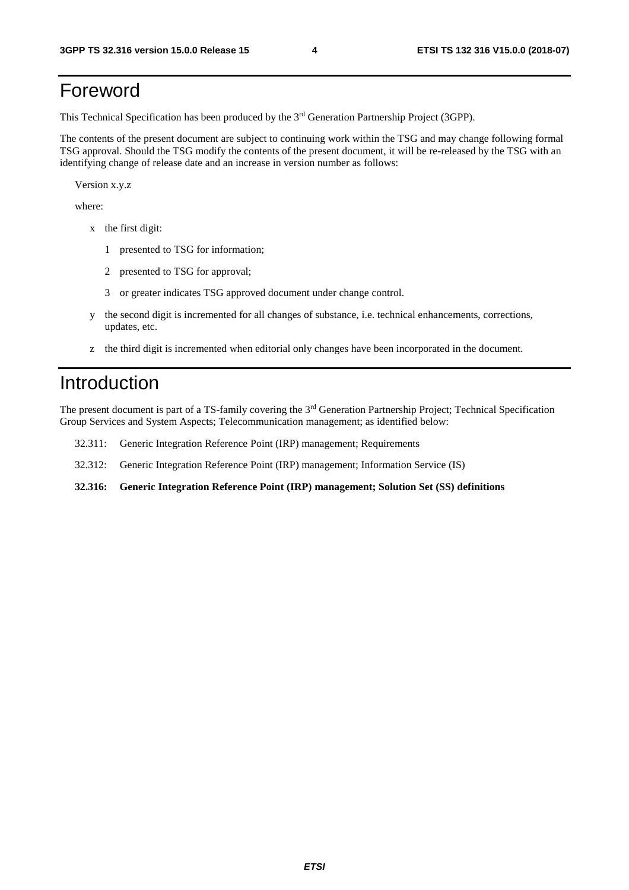# Foreword

This Technical Specification has been produced by the 3rd Generation Partnership Project (3GPP).

The contents of the present document are subject to continuing work within the TSG and may change following formal TSG approval. Should the TSG modify the contents of the present document, it will be re-released by the TSG with an identifying change of release date and an increase in version number as follows:

Version x.y.z

where:

- x the first digit:
  - 1 presented to TSG for information;
  - 2 presented to TSG for approval;
  - 3 or greater indicates TSG approved document under change control.
- y the second digit is incremented for all changes of substance, i.e. technical enhancements, corrections, updates, etc.
- z the third digit is incremented when editorial only changes have been incorporated in the document.

# Introduction

The present document is part of a TS-family covering the 3rd Generation Partnership Project; Technical Specification Group Services and System Aspects; Telecommunication management; as identified below:

32.311: Generic Integration Reference Point (IRP) management; Requirements

32.312: Generic Integration Reference Point (IRP) management; Information Service (IS)

**32.316: Generic Integration Reference Point (IRP) management; Solution Set (SS) definitions**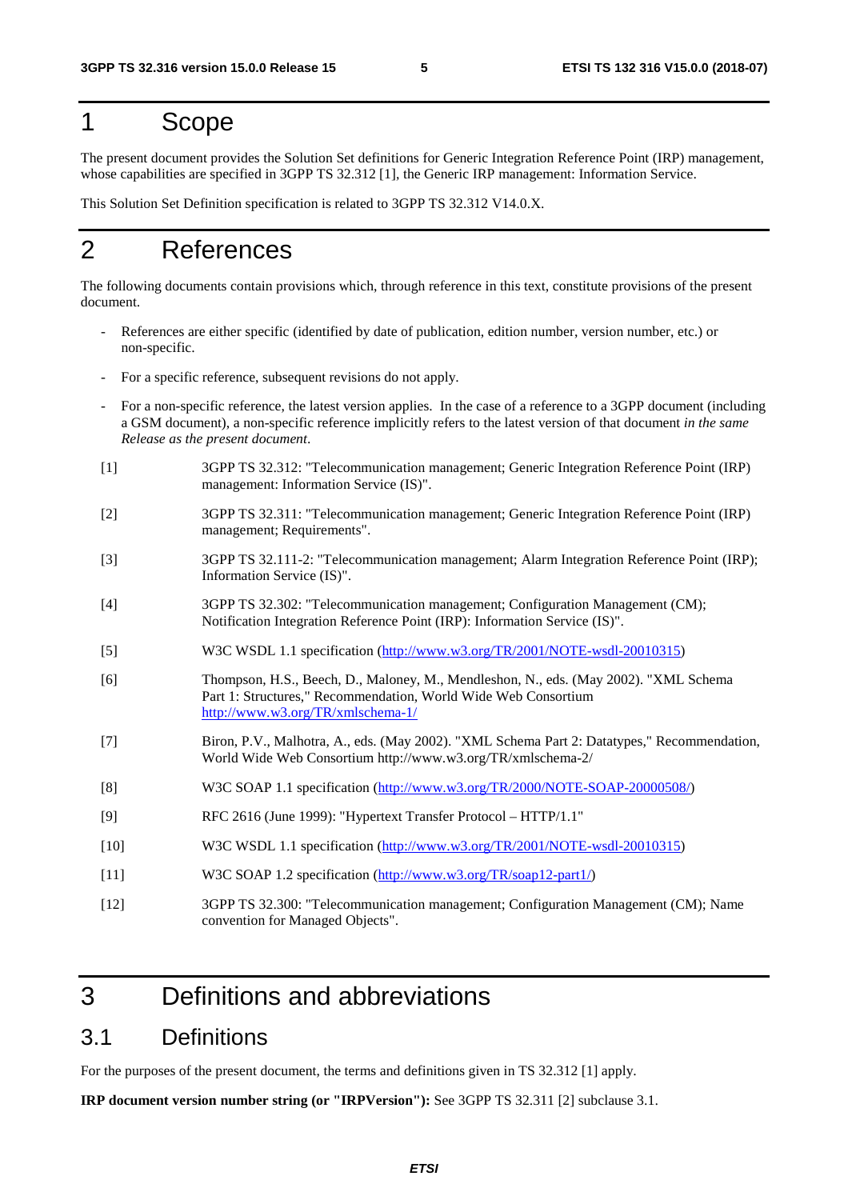# 1 Scope

The present document provides the Solution Set definitions for Generic Integration Reference Point (IRP) management, whose capabilities are specified in 3GPP TS 32.312 [1], the Generic IRP management: Information Service.

This Solution Set Definition specification is related to 3GPP TS 32.312 V14.0.X.

# 2 References

The following documents contain provisions which, through reference in this text, constitute provisions of the present document.

- References are either specific (identified by date of publication, edition number, version number, etc.) or non-specific.
- For a specific reference, subsequent revisions do not apply.
- For a non-specific reference, the latest version applies. In the case of a reference to a 3GPP document (including a GSM document), a non-specific reference implicitly refers to the latest version of that document *in the same Release as the present document*.

[1] 3GPP TS 32.312: "Telecommunication management; Generic Integration Reference Point (IRP) management: Information Service (IS)".

[2] 3GPP TS 32.311: "Telecommunication management; Generic Integration Reference Point (IRP) management; Requirements".

[3] 3GPP TS 32.111-2: "Telecommunication management; Alarm Integration Reference Point (IRP); Information Service (IS)".

[4] 3GPP TS 32.302: "Telecommunication management; Configuration Management (CM); Notification Integration Reference Point (IRP): Information Service (IS)".

[5] W3C WSDL 1.1 specification (http://www.w3.org/TR/2001/NOTE-wsdl-20010315)

[6] Thompson, H.S., Beech, D., Maloney, M., Mendleshon, N., eds. (May 2002). "XML Schema Part 1: Structures," Recommendation, World Wide Web Consortium http://www.w3.org/TR/xmlschema-1/

[7] Biron, P.V., Malhotra, A., eds. (May 2002). "XML Schema Part 2: Datatypes," Recommendation, World Wide Web Consortium http://www.w3.org/TR/xmlschema-2/

[8] W3C SOAP 1.1 specification (http://www.w3.org/TR/2000/NOTE-SOAP-20000508/)

[9] RFC 2616 (June 1999): "Hypertext Transfer Protocol – HTTP/1.1"

[10] W3C WSDL 1.1 specification (http://www.w3.org/TR/2001/NOTE-wsdl-20010315)

[11] W3C SOAP 1.2 specification (http://www.w3.org/TR/soap12-part1/)

[12] 3GPP TS 32.300: "Telecommunication management; Configuration Management (CM); Name convention for Managed Objects".

# 3 Definitions and abbreviations

## 3.1 Definitions

For the purposes of the present document, the terms and definitions given in TS 32.312 [1] apply.

**IRP document version number string (or "IRPVersion"):** See 3GPP TS 32.311 [2] subclause 3.1.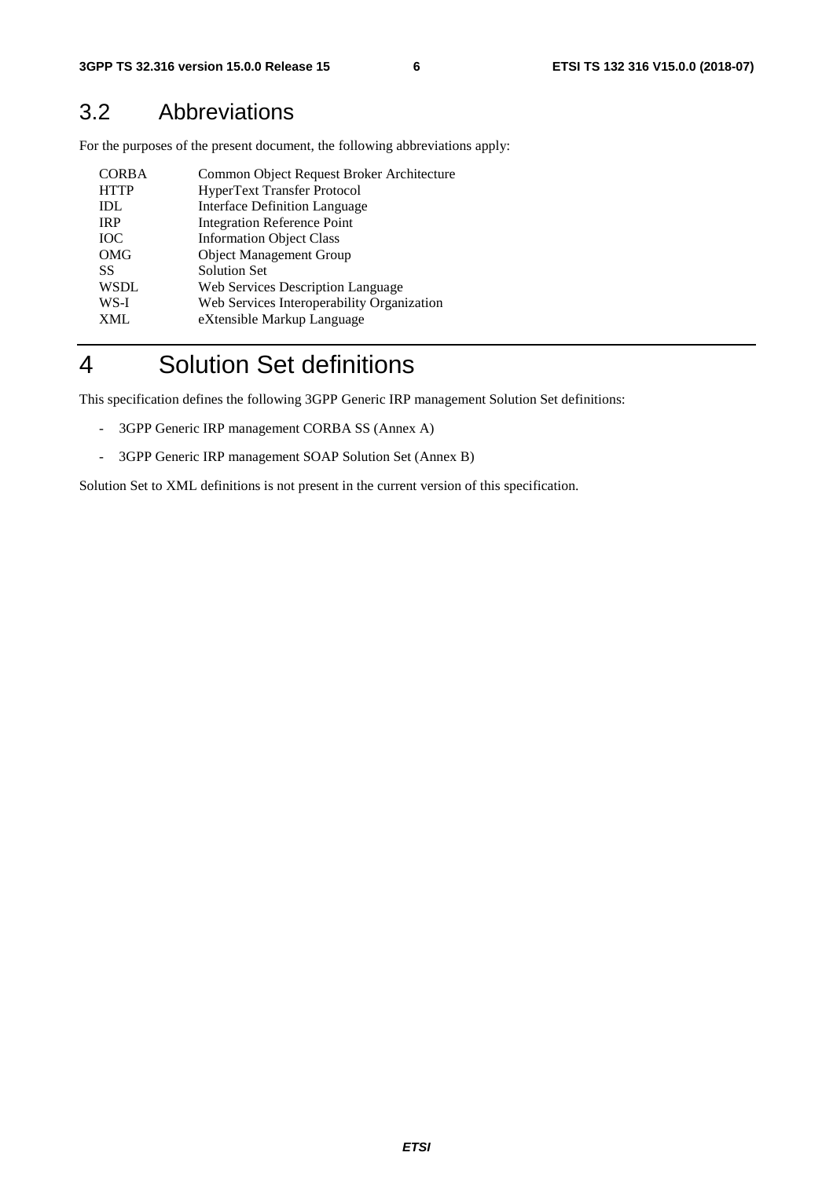## 3.2 Abbreviations

For the purposes of the present document, the following abbreviations apply:

| | |
|---|---|
| CORBA | Common Object Request Broker Architecture |
| HTTP | HyperText Transfer Protocol |
| IDL | Interface Definition Language |
| IRP | Integration Reference Point |
| IOC | Information Object Class |
| OMG | Object Management Group |
| SS | Solution Set |
| WSDL | Web Services Description Language |
| WS-I | Web Services Interoperability Organization |
| XML | eXtensible Markup Language |

# 4 Solution Set definitions

This specification defines the following 3GPP Generic IRP management Solution Set definitions:

- 3GPP Generic IRP management CORBA SS (Annex A)
- 3GPP Generic IRP management SOAP Solution Set (Annex B)

Solution Set to XML definitions is not present in the current version of this specification.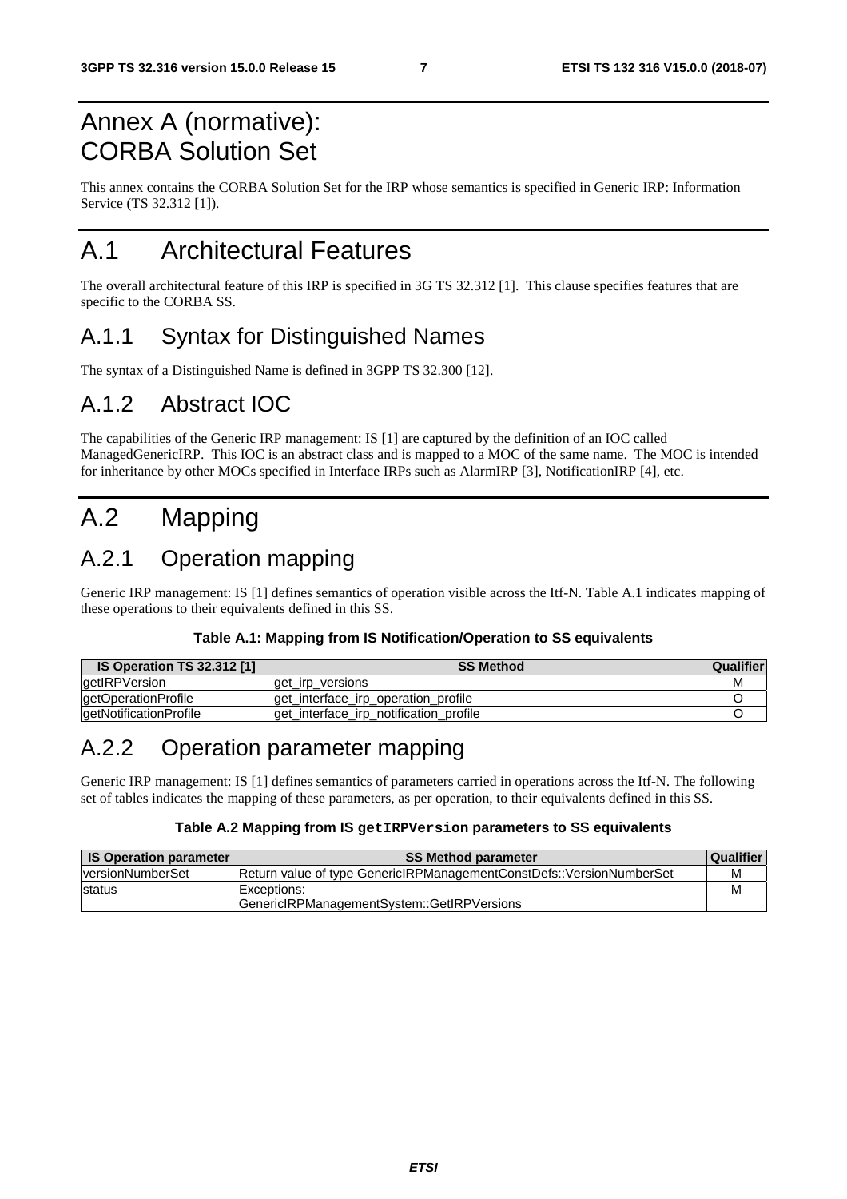# Annex A (normative): CORBA Solution Set

This annex contains the CORBA Solution Set for the IRP whose semantics is specified in Generic IRP: Information Service (TS 32.312 [1]).

# A.1 Architectural Features

The overall architectural feature of this IRP is specified in 3G TS 32.312 [1]. This clause specifies features that are specific to the CORBA SS.

## A.1.1 Syntax for Distinguished Names

The syntax of a Distinguished Name is defined in 3GPP TS 32.300 [12].

## A.1.2 Abstract IOC

The capabilities of the Generic IRP management: IS [1] are captured by the definition of an IOC called ManagedGenericIRP. This IOC is an abstract class and is mapped to a MOC of the same name. The MOC is intended for inheritance by other MOCs specified in Interface IRPs such as AlarmIRP [3], NotificationIRP [4], etc.

# A.2 Mapping

## A.2.1 Operation mapping

Generic IRP management: IS [1] defines semantics of operation visible across the Itf-N. Table A.1 indicates mapping of these operations to their equivalents defined in this SS.

**Table A.1: Mapping from IS Notification/Operation to SS equivalents**

| IS Operation TS 32.312 [1] | SS Method | Qualifier |
|---|---|---|
| getIRPVersion | get_irp_versions | M |
| getOperationProfile | get_interface_irp_operation_profile | O |
| getNotificationProfile | get_interface_irp_notification_profile | O |

## A.2.2 Operation parameter mapping

Generic IRP management: IS [1] defines semantics of parameters carried in operations across the Itf-N. The following set of tables indicates the mapping of these parameters, as per operation, to their equivalents defined in this SS.

**Table A.2 Mapping from IS `getIRPVersion` parameters to SS equivalents**

| IS Operation parameter | SS Method parameter | Qualifier |
|---|---|---|
| versionNumberSet | Return value of type GenericIRPManagementConstDefs::VersionNumberSet | M |
| status | Exceptions:<br>GenericIRPManagementSystem::GetIRPVersions | M |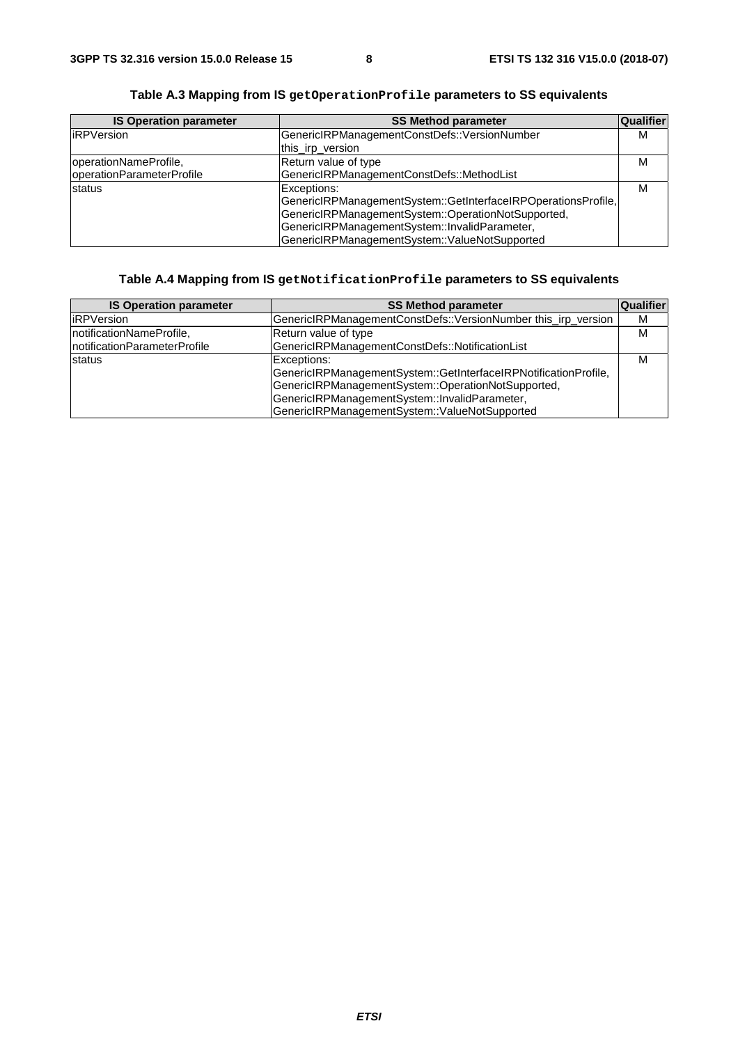**Table A.3 Mapping from IS `getOperationProfile` parameters to SS equivalents**

| IS Operation parameter | SS Method parameter | Qualifier |
|---|---|---|
| iRPVersion | GenericIRPManagementConstDefs::VersionNumber this_irp_version | M |
| operationNameProfile, operationParameterProfile | Return value of type GenericIRPManagementConstDefs::MethodList | M |
| status | Exceptions: GenericIRPManagementSystem::GetInterfaceIRPOperationsProfile, GenericIRPManagementSystem::OperationNotSupported, GenericIRPManagementSystem::InvalidParameter, GenericIRPManagementSystem::ValueNotSupported | M |

**Table A.4 Mapping from IS `getNotificationProfile` parameters to SS equivalents**

| IS Operation parameter | SS Method parameter | Qualifier |
|---|---|---|
| iRPVersion | GenericIRPManagementConstDefs::VersionNumber this_irp_version | M |
| notificationNameProfile, notificationParameterProfile | Return value of type GenericIRPManagementConstDefs::NotificationList | M |
| status | Exceptions: GenericIRPManagementSystem::GetInterfaceIRPNotificationProfile, GenericIRPManagementSystem::OperationNotSupported, GenericIRPManagementSystem::InvalidParameter, GenericIRPManagementSystem::ValueNotSupported | M |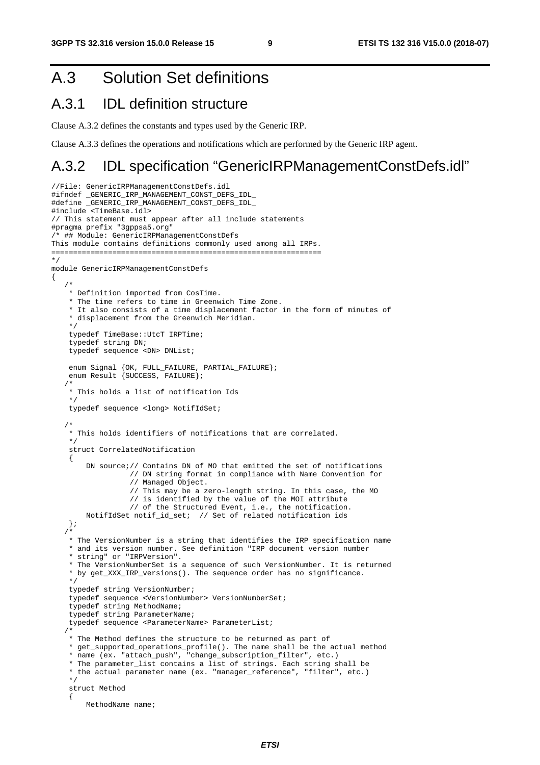# A.3 Solution Set definitions

## A.3.1 IDL definition structure

Clause A.3.2 defines the constants and types used by the Generic IRP.

Clause A.3.3 defines the operations and notifications which are performed by the Generic IRP agent.

## A.3.2 IDL specification "GenericIRPManagementConstDefs.idl"

```
//File: GenericIRPManagementConstDefs.idl
#ifndef _GENERIC_IRP_MANAGEMENT_CONST_DEFS_IDL_
#define _GENERIC_IRP_MANAGEMENT_CONST_DEFS_IDL_
#include <TimeBase.idl>
// This statement must appear after all include statements
#pragma prefix "3gppsa5.org"
/* ## Module: GenericIRPManagementConstDefs
This module contains definitions commonly used among all IRPs.
=============================================================
*/
module GenericIRPManagementConstDefs
{
   /*
    * Definition imported from CosTime.
    * The time refers to time in Greenwich Time Zone.
    * It also consists of a time displacement factor in the form of minutes of
    * displacement from the Greenwich Meridian.
    */
    typedef TimeBase::UtcT IRPTime;
    typedef string DN;
    typedef sequence <DN> DNList;

    enum Signal {OK, FULL_FAILURE, PARTIAL_FAILURE};
    enum Result {SUCCESS, FAILURE};
   /*
    * This holds a list of notification Ids
    */
    typedef sequence <long> NotifIdSet;

   /*
    * This holds identifiers of notifications that are correlated.
    */
    struct CorrelatedNotification
    {
        DN source;// Contains DN of MO that emitted the set of notifications
                  // DN string format in compliance with Name Convention for
                  // Managed Object.
                  // This may be a zero-length string. In this case, the MO
                  // is identified by the value of the MOI attribute
                  // of the Structured Event, i.e., the notification.
        NotifIdSet notif_id_set;  // Set of related notification ids
    };
   /*
    * The VersionNumber is a string that identifies the IRP specification name
    * and its version number. See definition "IRP document version number
    * string" or "IRPVersion".
    * The VersionNumberSet is a sequence of such VersionNumber. It is returned
    * by get_XXX_IRP_versions(). The sequence order has no significance.
    */
    typedef string VersionNumber;
    typedef sequence <VersionNumber> VersionNumberSet;
    typedef string MethodName;
    typedef string ParameterName;
    typedef sequence <ParameterName> ParameterList;
   /*
    * The Method defines the structure to be returned as part of
    * get_supported_operations_profile(). The name shall be the actual method
    * name (ex. "attach_push", "change_subscription_filter", etc.)
    * The parameter_list contains a list of strings. Each string shall be
    * the actual parameter name (ex. "manager_reference", "filter", etc.)
    */
    struct Method
    {
        MethodName name;
```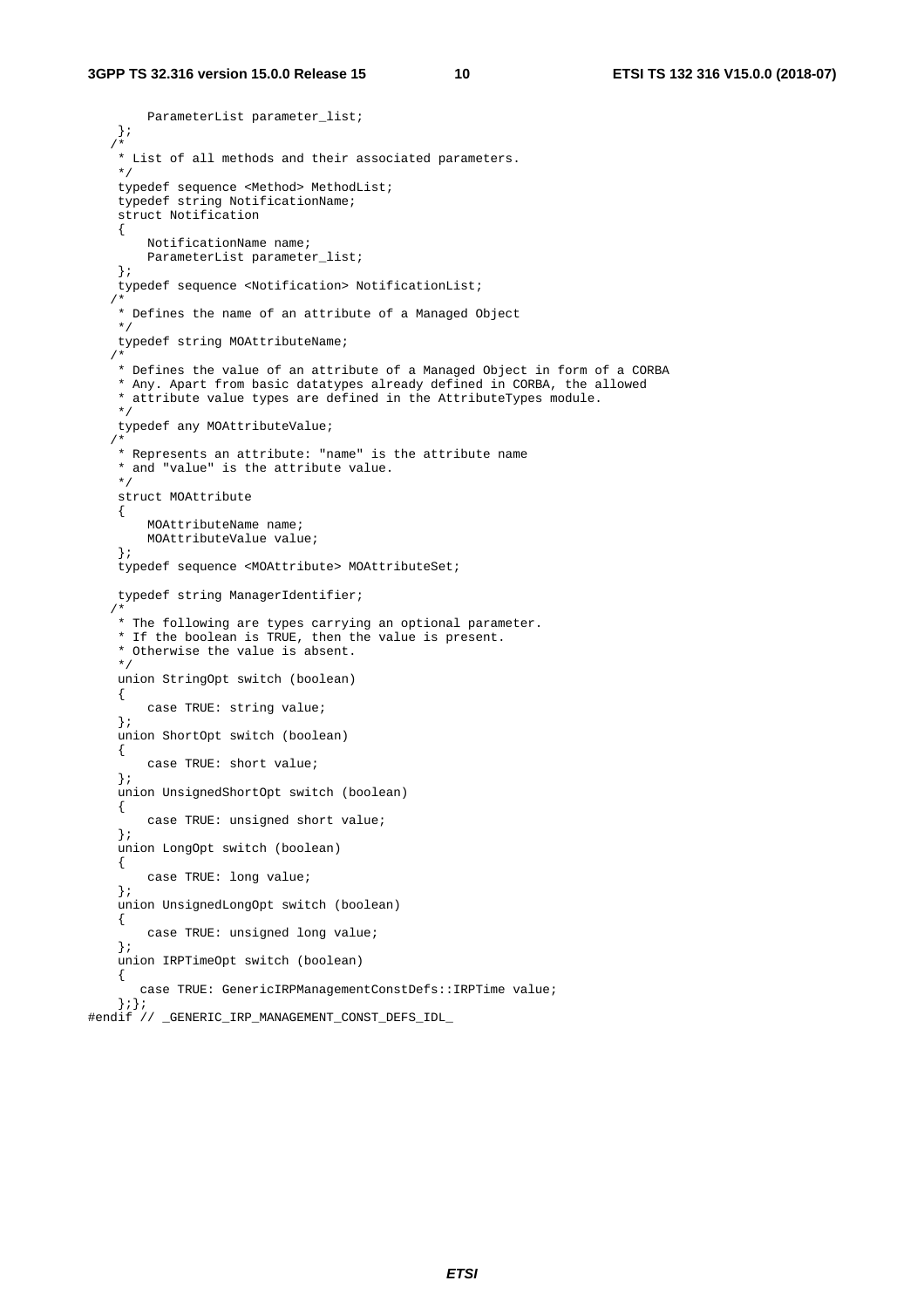```
        ParameterList parameter_list;
    };
   /*
    * List of all methods and their associated parameters.
    */
    typedef sequence <Method> MethodList;
    typedef string NotificationName;
    struct Notification
    {
        NotificationName name;
        ParameterList parameter_list;
    };
    typedef sequence <Notification> NotificationList;
   /*
    * Defines the name of an attribute of a Managed Object
    */
    typedef string MOAttributeName;
   /*
    * Defines the value of an attribute of a Managed Object in form of a CORBA
    * Any. Apart from basic datatypes already defined in CORBA, the allowed
    * attribute value types are defined in the AttributeTypes module.
    */
    typedef any MOAttributeValue;
   /*
    * Represents an attribute: "name" is the attribute name
    * and "value" is the attribute value.
    */
    struct MOAttribute
    {
        MOAttributeName name;
        MOAttributeValue value;
    };
    typedef sequence <MOAttribute> MOAttributeSet;

    typedef string ManagerIdentifier;
   /*
    * The following are types carrying an optional parameter.
    * If the boolean is TRUE, then the value is present.
    * Otherwise the value is absent.
    */
    union StringOpt switch (boolean)
    {
        case TRUE: string value;
    };
    union ShortOpt switch (boolean)
    {
        case TRUE: short value;
    };
    union UnsignedShortOpt switch (boolean)
    {
        case TRUE: unsigned short value;
    };
    union LongOpt switch (boolean)
    {
        case TRUE: long value;
    };
    union UnsignedLongOpt switch (boolean)
    {
        case TRUE: unsigned long value;
    };
    union IRPTimeOpt switch (boolean)
    {
       case TRUE: GenericIRPManagementConstDefs::IRPTime value;
    };};
#endif // _GENERIC_IRP_MANAGEMENT_CONST_DEFS_IDL_
```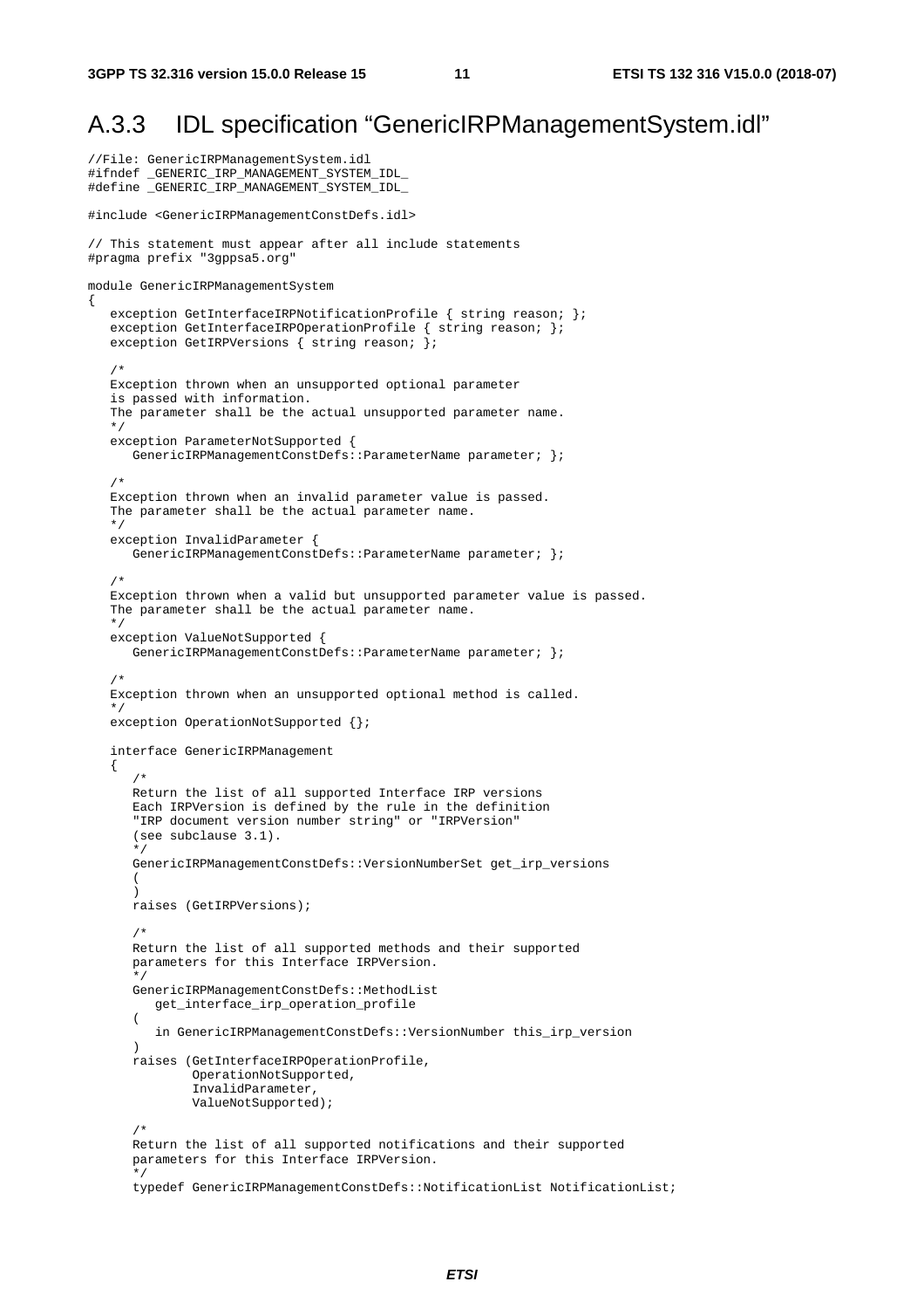## A.3.3 IDL specification “GenericIRPManagementSystem.idl”

```
//File: GenericIRPManagementSystem.idl
#ifndef _GENERIC_IRP_MANAGEMENT_SYSTEM_IDL_
#define _GENERIC_IRP_MANAGEMENT_SYSTEM_IDL_

#include <GenericIRPManagementConstDefs.idl>

// This statement must appear after all include statements
#pragma prefix "3gppsa5.org"

module GenericIRPManagementSystem
{
   exception GetInterfaceIRPNotificationProfile { string reason; };
   exception GetInterfaceIRPOperationProfile { string reason; };
   exception GetIRPVersions { string reason; };

   /*
   Exception thrown when an unsupported optional parameter
   is passed with information.
   The parameter shall be the actual unsupported parameter name.
   */
   exception ParameterNotSupported {
      GenericIRPManagementConstDefs::ParameterName parameter; };

   /*
   Exception thrown when an invalid parameter value is passed.
   The parameter shall be the actual parameter name.
   */
   exception InvalidParameter {
      GenericIRPManagementConstDefs::ParameterName parameter; };

   /*
   Exception thrown when a valid but unsupported parameter value is passed.
   The parameter shall be the actual parameter name.
   */
   exception ValueNotSupported {
      GenericIRPManagementConstDefs::ParameterName parameter; };

   /*
   Exception thrown when an unsupported optional method is called.
   */
   exception OperationNotSupported {};

   interface GenericIRPManagement
   {
      /*
      Return the list of all supported Interface IRP versions
      Each IRPVersion is defined by the rule in the definition
      "IRP document version number string" or "IRPVersion"
      (see subclause 3.1).
      */
      GenericIRPManagementConstDefs::VersionNumberSet get_irp_versions
      (
      )
      raises (GetIRPVersions);

      /*
      Return the list of all supported methods and their supported
      parameters for this Interface IRPVersion.
      */
      GenericIRPManagementConstDefs::MethodList
         get_interface_irp_operation_profile
      (
         in GenericIRPManagementConstDefs::VersionNumber this_irp_version
      )
      raises (GetInterfaceIRPOperationProfile,
              OperationNotSupported,
              InvalidParameter,
              ValueNotSupported);

      /*
      Return the list of all supported notifications and their supported
      parameters for this Interface IRPVersion.
      */
      typedef GenericIRPManagementConstDefs::NotificationList NotificationList;
```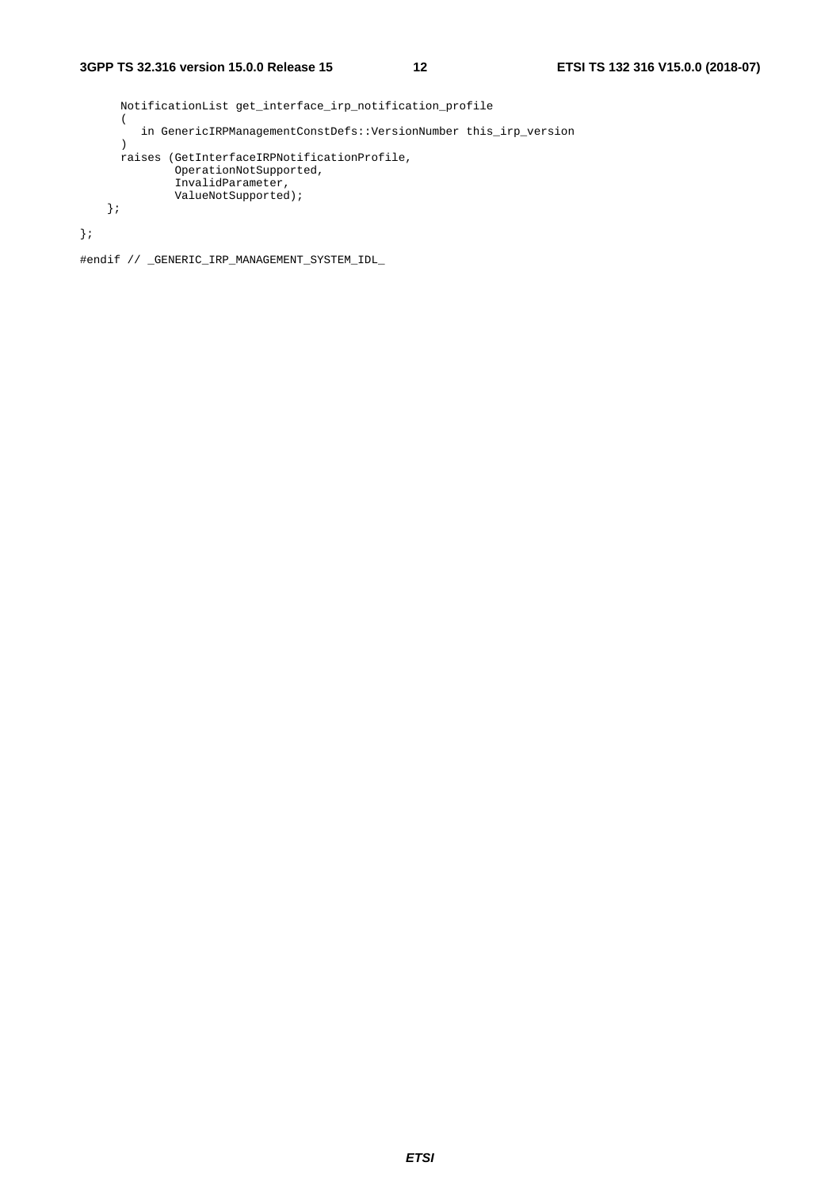```
      NotificationList get_interface_irp_notification_profile
      (
         in GenericIRPManagementConstDefs::VersionNumber this_irp_version
      )
      raises (GetInterfaceIRPNotificationProfile,
              OperationNotSupported,
              InvalidParameter,
              ValueNotSupported);
   };

};

#endif // _GENERIC_IRP_MANAGEMENT_SYSTEM_IDL_
```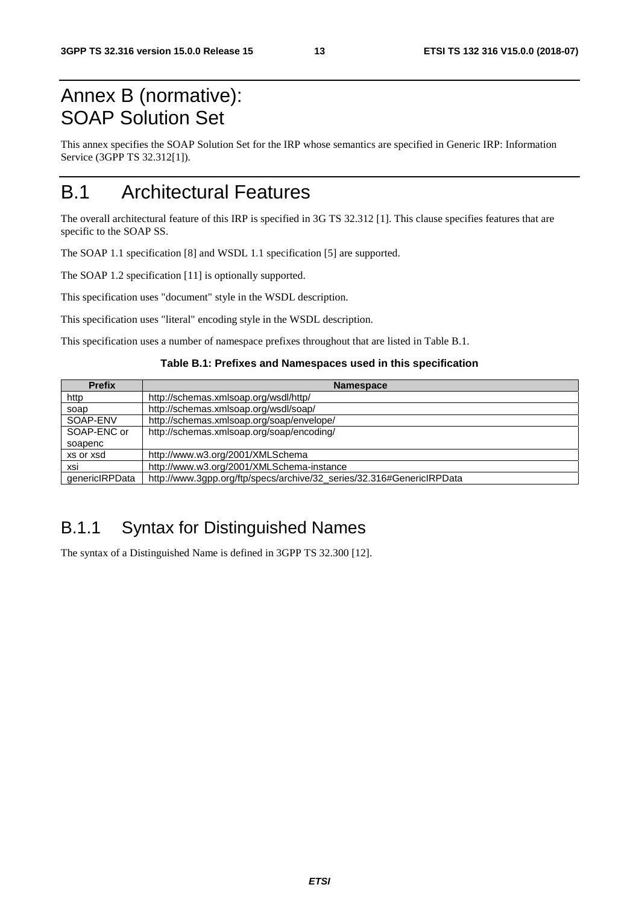# Annex B (normative): SOAP Solution Set

This annex specifies the SOAP Solution Set for the IRP whose semantics are specified in Generic IRP: Information Service (3GPP TS 32.312[1]).

# B.1 Architectural Features

The overall architectural feature of this IRP is specified in 3G TS 32.312 [1]. This clause specifies features that are specific to the SOAP SS.

The SOAP 1.1 specification [8] and WSDL 1.1 specification [5] are supported.

The SOAP 1.2 specification [11] is optionally supported.

This specification uses "document" style in the WSDL description.

This specification uses "literal" encoding style in the WSDL description.

This specification uses a number of namespace prefixes throughout that are listed in Table B.1.

**Table B.1: Prefixes and Namespaces used in this specification**

| Prefix | Namespace |
|---|---|
| http | http://schemas.xmlsoap.org/wsdl/http/ |
| soap | http://schemas.xmlsoap.org/wsdl/soap/ |
| SOAP-ENV | http://schemas.xmlsoap.org/soap/envelope/ |
| SOAP-ENC or soapenc | http://schemas.xmlsoap.org/soap/encoding/ |
| xs or xsd | http://www.w3.org/2001/XMLSchema |
| xsi | http://www.w3.org/2001/XMLSchema-instance |
| genericIRPData | http://www.3gpp.org/ftp/specs/archive/32_series/32.316#GenericIRPData |

## B.1.1 Syntax for Distinguished Names

The syntax of a Distinguished Name is defined in 3GPP TS 32.300 [12].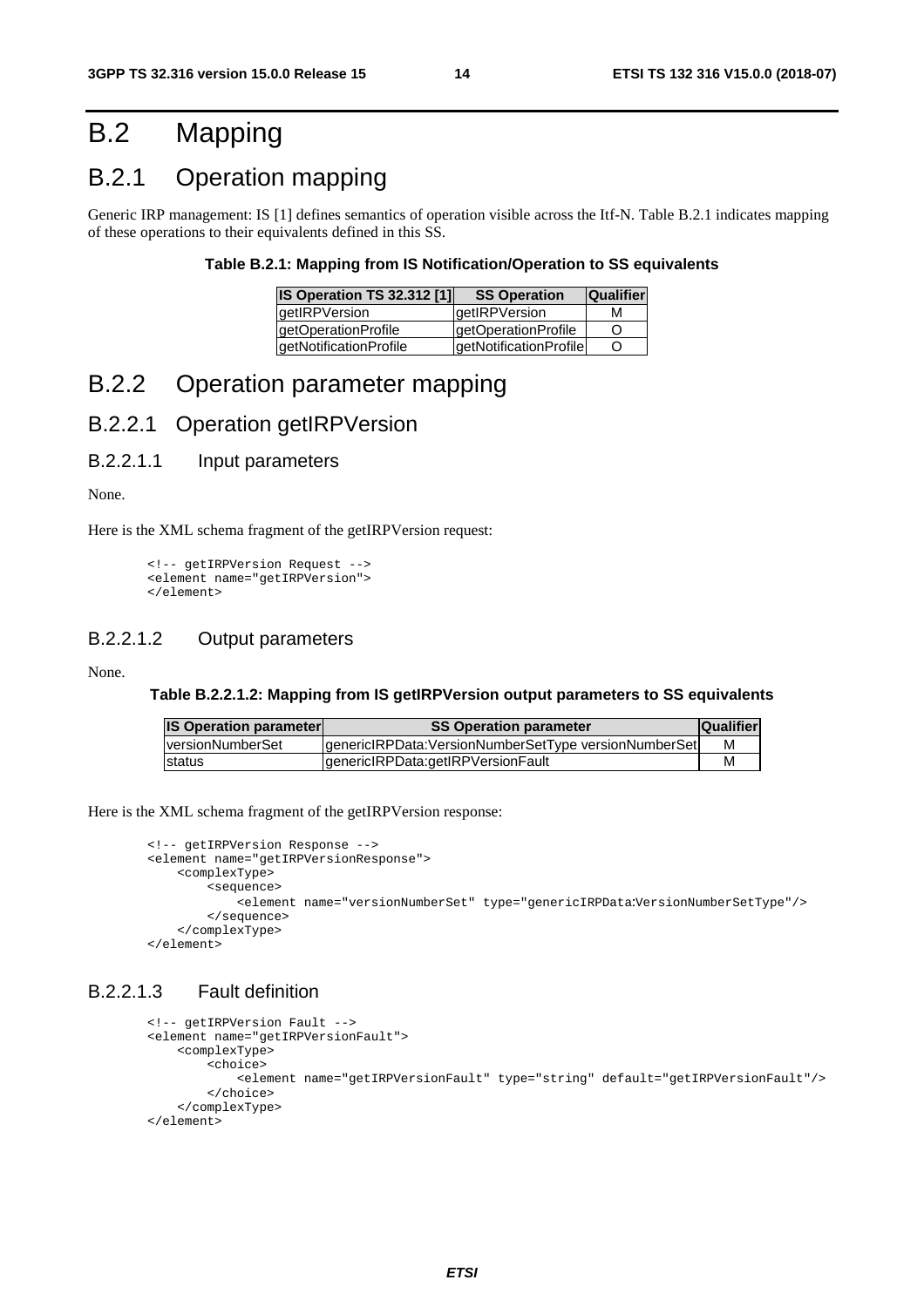# B.2 Mapping

## B.2.1 Operation mapping

Generic IRP management: IS [1] defines semantics of operation visible across the Itf-N. Table B.2.1 indicates mapping of these operations to their equivalents defined in this SS.

**Table B.2.1: Mapping from IS Notification/Operation to SS equivalents**

| IS Operation TS 32.312 [1] | SS Operation | Qualifier |
|---|---|---|
| getIRPVersion | getIRPVersion | M |
| getOperationProfile | getOperationProfile | O |
| getNotificationProfile | getNotificationProfile | O |

## B.2.2 Operation parameter mapping

### B.2.2.1 Operation getIRPVersion

#### B.2.2.1.1 Input parameters

None.

Here is the XML schema fragment of the getIRPVersion request:

```
<!-- getIRPVersion Request -->
<element name="getIRPVersion">
</element>
```

#### B.2.2.1.2 Output parameters

None.

**Table B.2.2.1.2: Mapping from IS getIRPVersion output parameters to SS equivalents**

| IS Operation parameter | SS Operation parameter | Qualifier |
|---|---|---|
| versionNumberSet | genericIRPData:VersionNumberSetType versionNumberSet | M |
| status | genericIRPData:getIRPVersionFault | M |

Here is the XML schema fragment of the getIRPVersion response:

```
<!-- getIRPVersion Response -->
<element name="getIRPVersionResponse">
    <complexType>
        <sequence>
            <element name="versionNumberSet" type="genericIRPData:VersionNumberSetType"/>
        </sequence>
    </complexType>
</element>
```

#### B.2.2.1.3 Fault definition

```
<!-- getIRPVersion Fault -->
<element name="getIRPVersionFault">
    <complexType>
        <choice>
            <element name="getIRPVersionFault" type="string" default="getIRPVersionFault"/>
        </choice>
    </complexType>
</element>
```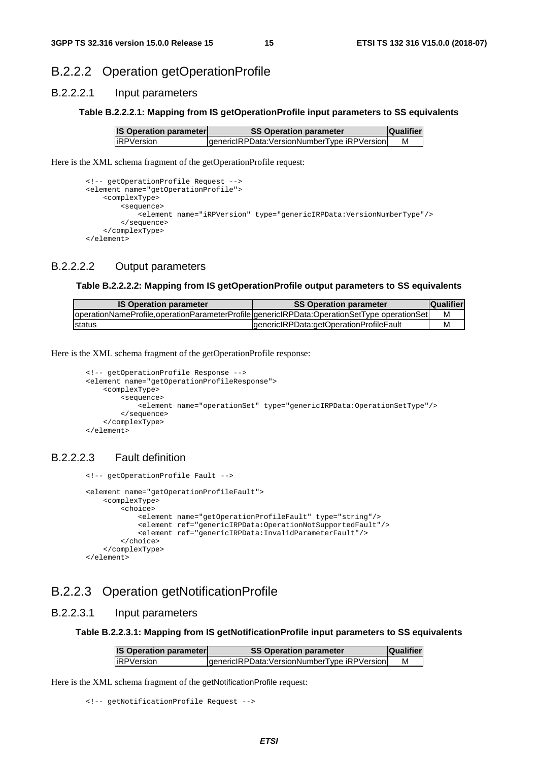### B.2.2.2 Operation getOperationProfile

#### B.2.2.2.1 Input parameters

**Table B.2.2.2.1: Mapping from IS getOperationProfile input parameters to SS equivalents**

| IS Operation parameter | SS Operation parameter | Qualifier |
|---|---|---|
| iRPVersion | genericIRPData:VersionNumberType iRPVersion | M |

Here is the XML schema fragment of the getOperationProfile request:

```
<!-- getOperationProfile Request -->
<element name="getOperationProfile">
    <complexType>
        <sequence>
            <element name="iRPVersion" type="genericIRPData:VersionNumberType"/>
        </sequence>
    </complexType>
</element>
```

#### B.2.2.2.2 Output parameters

**Table B.2.2.2.2: Mapping from IS getOperationProfile output parameters to SS equivalents**

| IS Operation parameter | SS Operation parameter | Qualifier |
|---|---|---|
| operationNameProfile,operationParameterProfile | genericIRPData:OperationSetType operationSet | M |
| status | genericIRPData:getOperationProfileFault | M |

Here is the XML schema fragment of the getOperationProfile response:

```
<!-- getOperationProfile Response -->
<element name="getOperationProfileResponse">
    <complexType>
        <sequence>
            <element name="operationSet" type="genericIRPData:OperationSetType"/>
        </sequence>
    </complexType>
</element>
```

#### B.2.2.2.3 Fault definition

```
<!-- getOperationProfile Fault -->

<element name="getOperationProfileFault">
    <complexType>
        <choice>
            <element name="getOperationProfileFault" type="string"/>
            <element ref="genericIRPData:OperationNotSupportedFault"/>
            <element ref="genericIRPData:InvalidParameterFault"/>
        </choice>
    </complexType>
</element>
```

### B.2.2.3 Operation getNotificationProfile

#### B.2.2.3.1 Input parameters

**Table B.2.2.3.1: Mapping from IS getNotificationProfile input parameters to SS equivalents**

| IS Operation parameter | SS Operation parameter | Qualifier |
|---|---|---|
| iRPVersion | genericIRPData:VersionNumberType iRPVersion | M |

Here is the XML schema fragment of the getNotificationProfile request:

```
<!-- getNotificationProfile Request -->
```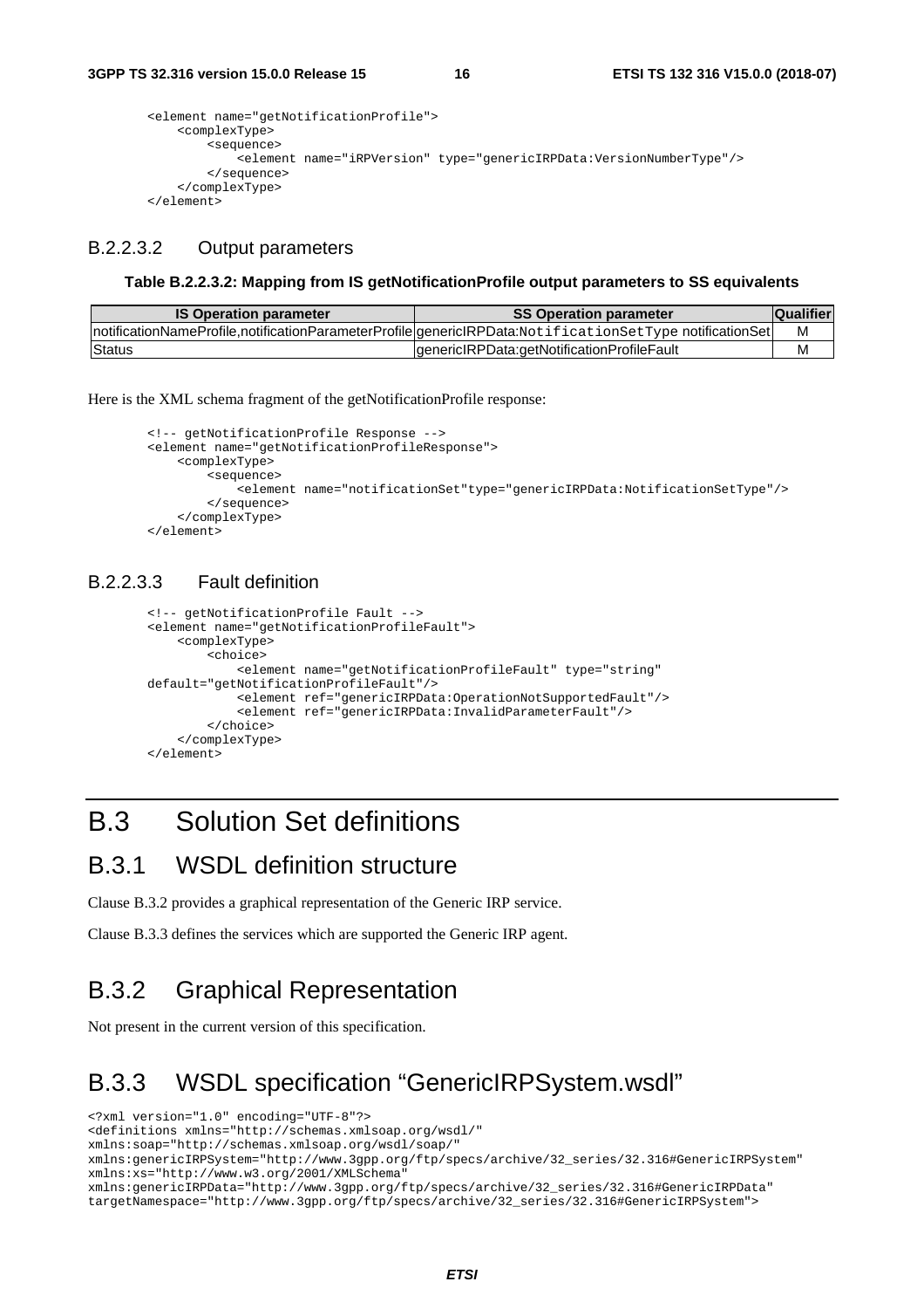```
<element name="getNotificationProfile">
    <complexType>
        <sequence>
            <element name="iRPVersion" type="genericIRPData:VersionNumberType"/>
        </sequence>
    </complexType>
</element>
```

#### B.2.2.3.2 Output parameters

**Table B.2.2.3.2: Mapping from IS getNotificationProfile output parameters to SS equivalents**

| IS Operation parameter | SS Operation parameter | Qualifier |
|---|---|---|
| notificationNameProfile,notificationParameterProfile | genericIRPData:NotificationSetType notificationSet | M |
| Status | genericIRPData:getNotificationProfileFault | M |

Here is the XML schema fragment of the getNotificationProfile response:

```
<!-- getNotificationProfile Response -->
<element name="getNotificationProfileResponse">
    <complexType>
        <sequence>
            <element name="notificationSet"type="genericIRPData:NotificationSetType"/>
        </sequence>
    </complexType>
</element>
```

#### B.2.2.3.3 Fault definition

```
<!-- getNotificationProfile Fault -->
<element name="getNotificationProfileFault">
    <complexType>
        <choice>
            <element name="getNotificationProfileFault" type="string"
default="getNotificationProfileFault"/>
            <element ref="genericIRPData:OperationNotSupportedFault"/>
            <element ref="genericIRPData:InvalidParameterFault"/>
        </choice>
    </complexType>
</element>
```

# B.3 Solution Set definitions

## B.3.1 WSDL definition structure

Clause B.3.2 provides a graphical representation of the Generic IRP service.

Clause B.3.3 defines the services which are supported the Generic IRP agent.

## B.3.2 Graphical Representation

Not present in the current version of this specification.

## B.3.3 WSDL specification "GenericIRPSystem.wsdl"

```
<?xml version="1.0" encoding="UTF-8"?>
<definitions xmlns="http://schemas.xmlsoap.org/wsdl/"
xmlns:soap="http://schemas.xmlsoap.org/wsdl/soap/"
xmlns:genericIRPSystem="http://www.3gpp.org/ftp/specs/archive/32_series/32.316#GenericIRPSystem"
xmlns:xs="http://www.w3.org/2001/XMLSchema"
xmlns:genericIRPData="http://www.3gpp.org/ftp/specs/archive/32_series/32.316#GenericIRPData"
targetNamespace="http://www.3gpp.org/ftp/specs/archive/32_series/32.316#GenericIRPSystem">
```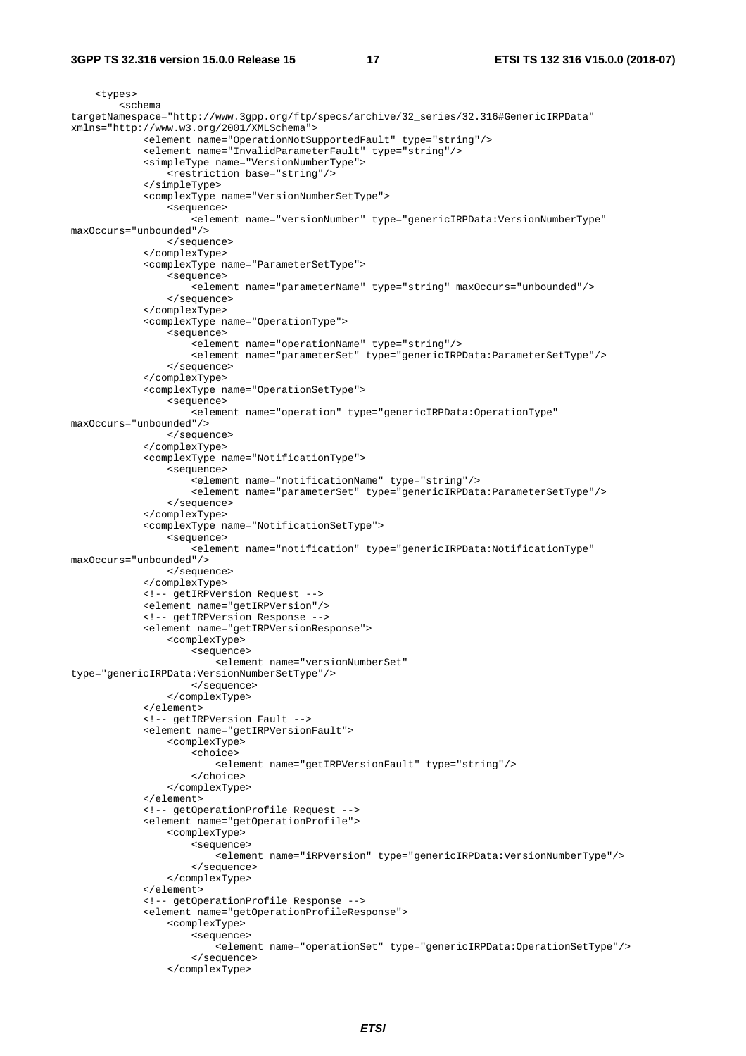```
    <types>
        <schema
targetNamespace="http://www.3gpp.org/ftp/specs/archive/32_series/32.316#GenericIRPData"
xmlns="http://www.w3.org/2001/XMLSchema">
            <element name="OperationNotSupportedFault" type="string"/>
            <element name="InvalidParameterFault" type="string"/>
            <simpleType name="VersionNumberType">
                <restriction base="string"/>
            </simpleType>
            <complexType name="VersionNumberSetType">
                <sequence>
                    <element name="versionNumber" type="genericIRPData:VersionNumberType"
maxOccurs="unbounded"/>
                </sequence>
            </complexType>
            <complexType name="ParameterSetType">
                <sequence>
                    <element name="parameterName" type="string" maxOccurs="unbounded"/>
                </sequence>
            </complexType>
            <complexType name="OperationType">
                <sequence>
                    <element name="operationName" type="string"/>
                    <element name="parameterSet" type="genericIRPData:ParameterSetType"/>
                </sequence>
            </complexType>
            <complexType name="OperationSetType">
                <sequence>
                    <element name="operation" type="genericIRPData:OperationType"
maxOccurs="unbounded"/>
                </sequence>
            </complexType>
            <complexType name="NotificationType">
                <sequence>
                    <element name="notificationName" type="string"/>
                    <element name="parameterSet" type="genericIRPData:ParameterSetType"/>
                </sequence>
            </complexType>
            <complexType name="NotificationSetType">
                <sequence>
                    <element name="notification" type="genericIRPData:NotificationType"
maxOccurs="unbounded"/>
                </sequence>
            </complexType>
            <!-- getIRPVersion Request -->
            <element name="getIRPVersion"/>
            <!-- getIRPVersion Response -->
            <element name="getIRPVersionResponse">
                <complexType>
                    <sequence>
                        <element name="versionNumberSet"
type="genericIRPData:VersionNumberSetType"/>
                    </sequence>
                </complexType>
            </element>
            <!-- getIRPVersion Fault -->
            <element name="getIRPVersionFault">
                <complexType>
                    <choice>
                        <element name="getIRPVersionFault" type="string"/>
                    </choice>
                </complexType>
            </element>
            <!-- getOperationProfile Request -->
            <element name="getOperationProfile">
                <complexType>
                    <sequence>
                        <element name="iRPVersion" type="genericIRPData:VersionNumberType"/>
                    </sequence>
                </complexType>
            </element>
            <!-- getOperationProfile Response -->
            <element name="getOperationProfileResponse">
                <complexType>
                    <sequence>
                        <element name="operationSet" type="genericIRPData:OperationSetType"/>
                    </sequence>
                </complexType>
```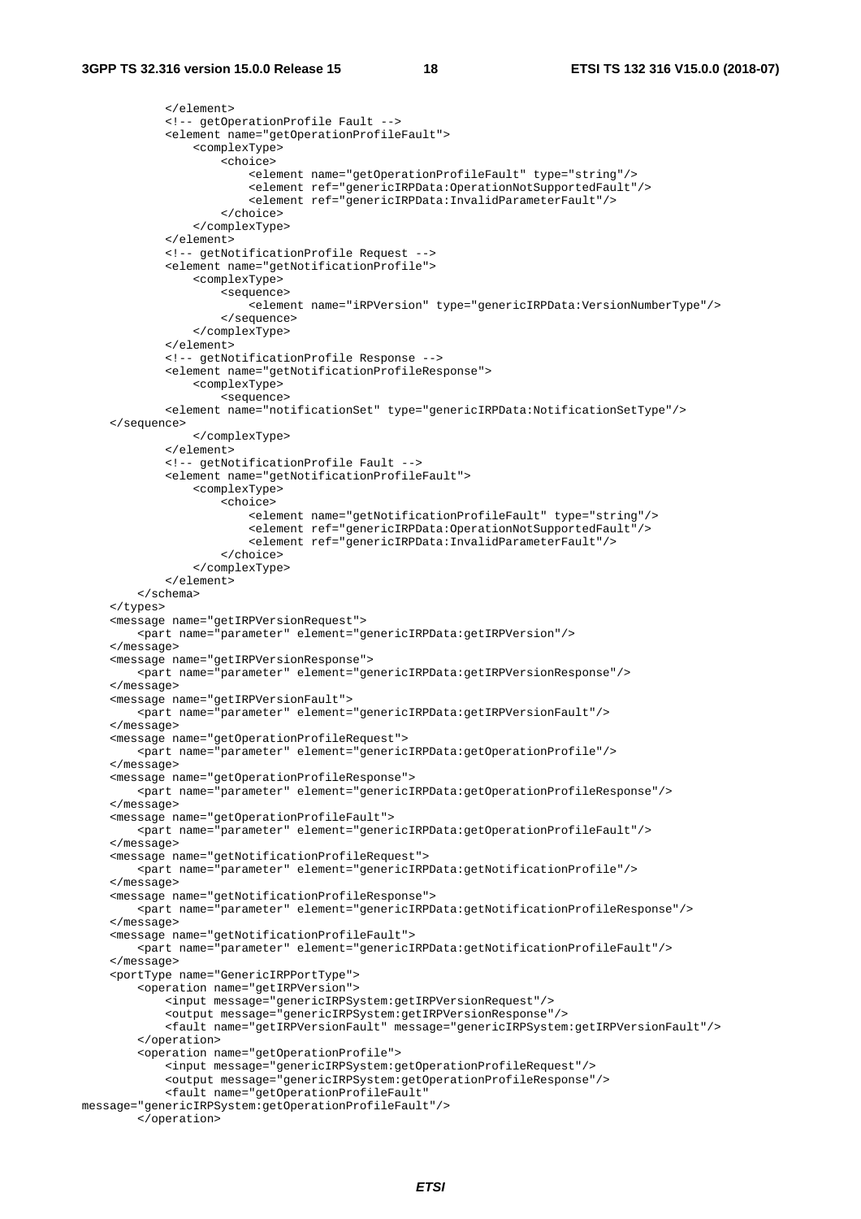```
            </element>
            <!-- getOperationProfile Fault -->
            <element name="getOperationProfileFault">
                <complexType>
                    <choice>
                        <element name="getOperationProfileFault" type="string"/>
                        <element ref="genericIRPData:OperationNotSupportedFault"/>
                        <element ref="genericIRPData:InvalidParameterFault"/>
                    </choice>
                </complexType>
            </element>
            <!-- getNotificationProfile Request -->
            <element name="getNotificationProfile">
                <complexType>
                    <sequence>
                        <element name="iRPVersion" type="genericIRPData:VersionNumberType"/>
                    </sequence>
                </complexType>
            </element>
            <!-- getNotificationProfile Response -->
            <element name="getNotificationProfileResponse">
                <complexType>
                    <sequence>
            <element name="notificationSet" type="genericIRPData:NotificationSetType"/>
    </sequence>
                </complexType>
            </element>
            <!-- getNotificationProfile Fault -->
            <element name="getNotificationProfileFault">
                <complexType>
                    <choice>
                        <element name="getNotificationProfileFault" type="string"/>
                        <element ref="genericIRPData:OperationNotSupportedFault"/>
                        <element ref="genericIRPData:InvalidParameterFault"/>
                    </choice>
                </complexType>
            </element>
        </schema>
    </types>
    <message name="getIRPVersionRequest">
        <part name="parameter" element="genericIRPData:getIRPVersion"/>
    </message>
    <message name="getIRPVersionResponse">
        <part name="parameter" element="genericIRPData:getIRPVersionResponse"/>
    </message>
    <message name="getIRPVersionFault">
        <part name="parameter" element="genericIRPData:getIRPVersionFault"/>
    </message>
    <message name="getOperationProfileRequest">
        <part name="parameter" element="genericIRPData:getOperationProfile"/>
    </message>
    <message name="getOperationProfileResponse">
        <part name="parameter" element="genericIRPData:getOperationProfileResponse"/>
    </message>
    <message name="getOperationProfileFault">
        <part name="parameter" element="genericIRPData:getOperationProfileFault"/>
    </message>
    <message name="getNotificationProfileRequest">
        <part name="parameter" element="genericIRPData:getNotificationProfile"/>
    </message>
    <message name="getNotificationProfileResponse">
        <part name="parameter" element="genericIRPData:getNotificationProfileResponse"/>
    </message>
    <message name="getNotificationProfileFault">
        <part name="parameter" element="genericIRPData:getNotificationProfileFault"/>
    </message>
    <portType name="GenericIRPPortType">
        <operation name="getIRPVersion">
            <input message="genericIRPSystem:getIRPVersionRequest"/>
            <output message="genericIRPSystem:getIRPVersionResponse"/>
            <fault name="getIRPVersionFault" message="genericIRPSystem:getIRPVersionFault"/>
        </operation>
        <operation name="getOperationProfile">
            <input message="genericIRPSystem:getOperationProfileRequest"/>
            <output message="genericIRPSystem:getOperationProfileResponse"/>
            <fault name="getOperationProfileFault"
message="genericIRPSystem:getOperationProfileFault"/>
        </operation>
```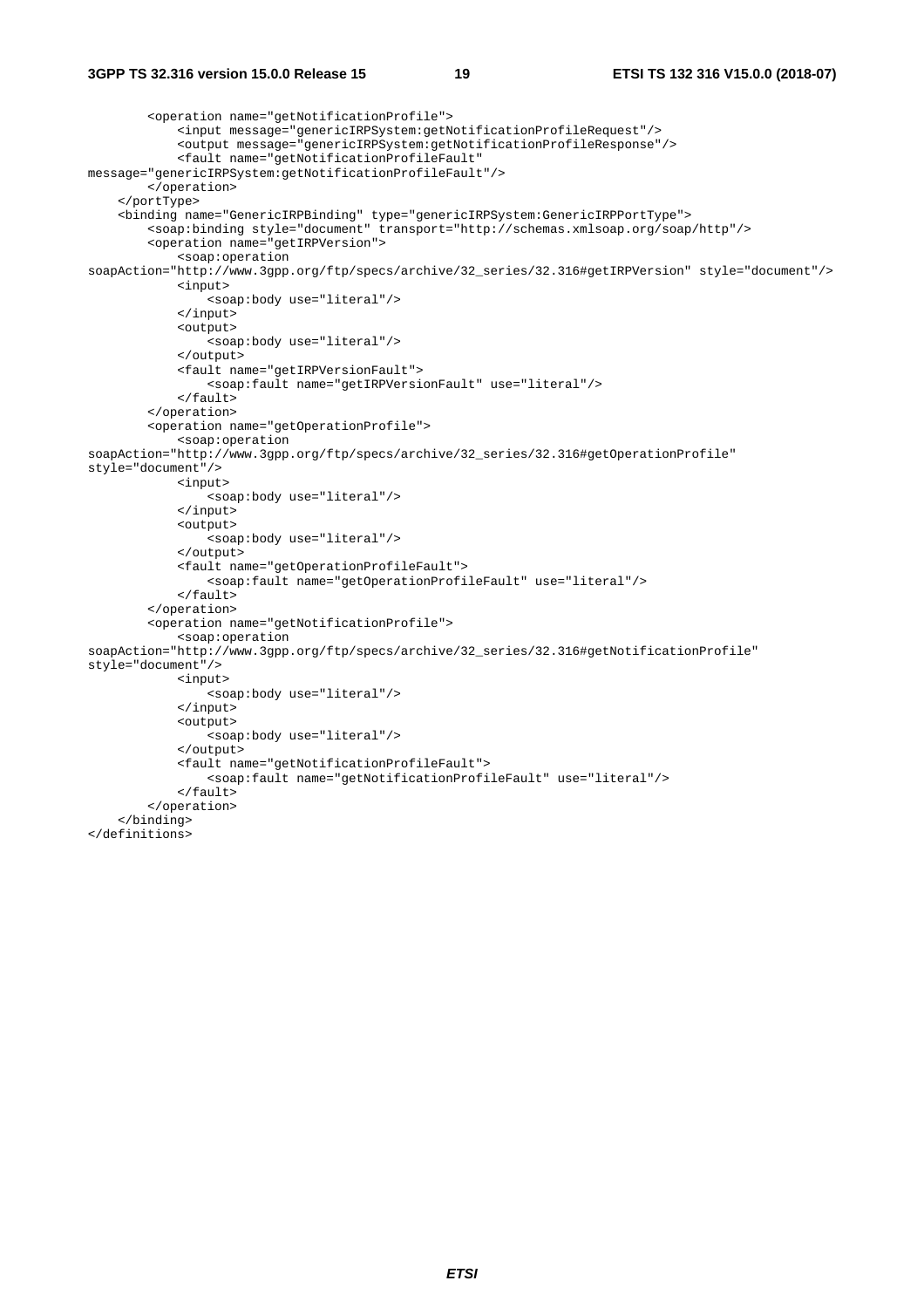```
        <operation name="getNotificationProfile">
            <input message="genericIRPSystem:getNotificationProfileRequest"/>
            <output message="genericIRPSystem:getNotificationProfileResponse"/>
            <fault name="getNotificationProfileFault"
message="genericIRPSystem:getNotificationProfileFault"/>
        </operation>
    </portType>
    <binding name="GenericIRPBinding" type="genericIRPSystem:GenericIRPPortType">
        <soap:binding style="document" transport="http://schemas.xmlsoap.org/soap/http"/>
        <operation name="getIRPVersion">
            <soap:operation
soapAction="http://www.3gpp.org/ftp/specs/archive/32_series/32.316#getIRPVersion" style="document"/>
            <input>
                <soap:body use="literal"/>
            </input>
            <output>
                <soap:body use="literal"/>
            </output>
            <fault name="getIRPVersionFault">
                <soap:fault name="getIRPVersionFault" use="literal"/>
            </fault>
        </operation>
        <operation name="getOperationProfile">
            <soap:operation
soapAction="http://www.3gpp.org/ftp/specs/archive/32_series/32.316#getOperationProfile"
style="document"/>
            <input>
                <soap:body use="literal"/>
            </input>
            <output>
                <soap:body use="literal"/>
            </output>
            <fault name="getOperationProfileFault">
                <soap:fault name="getOperationProfileFault" use="literal"/>
            </fault>
        </operation>
        <operation name="getNotificationProfile">
            <soap:operation
soapAction="http://www.3gpp.org/ftp/specs/archive/32_series/32.316#getNotificationProfile"
style="document"/>
            <input>
                <soap:body use="literal"/>
            </input>
            <output>
                <soap:body use="literal"/>
            </output>
            <fault name="getNotificationProfileFault">
                <soap:fault name="getNotificationProfileFault" use="literal"/>
            </fault>
        </operation>
    </binding>
</definitions>
```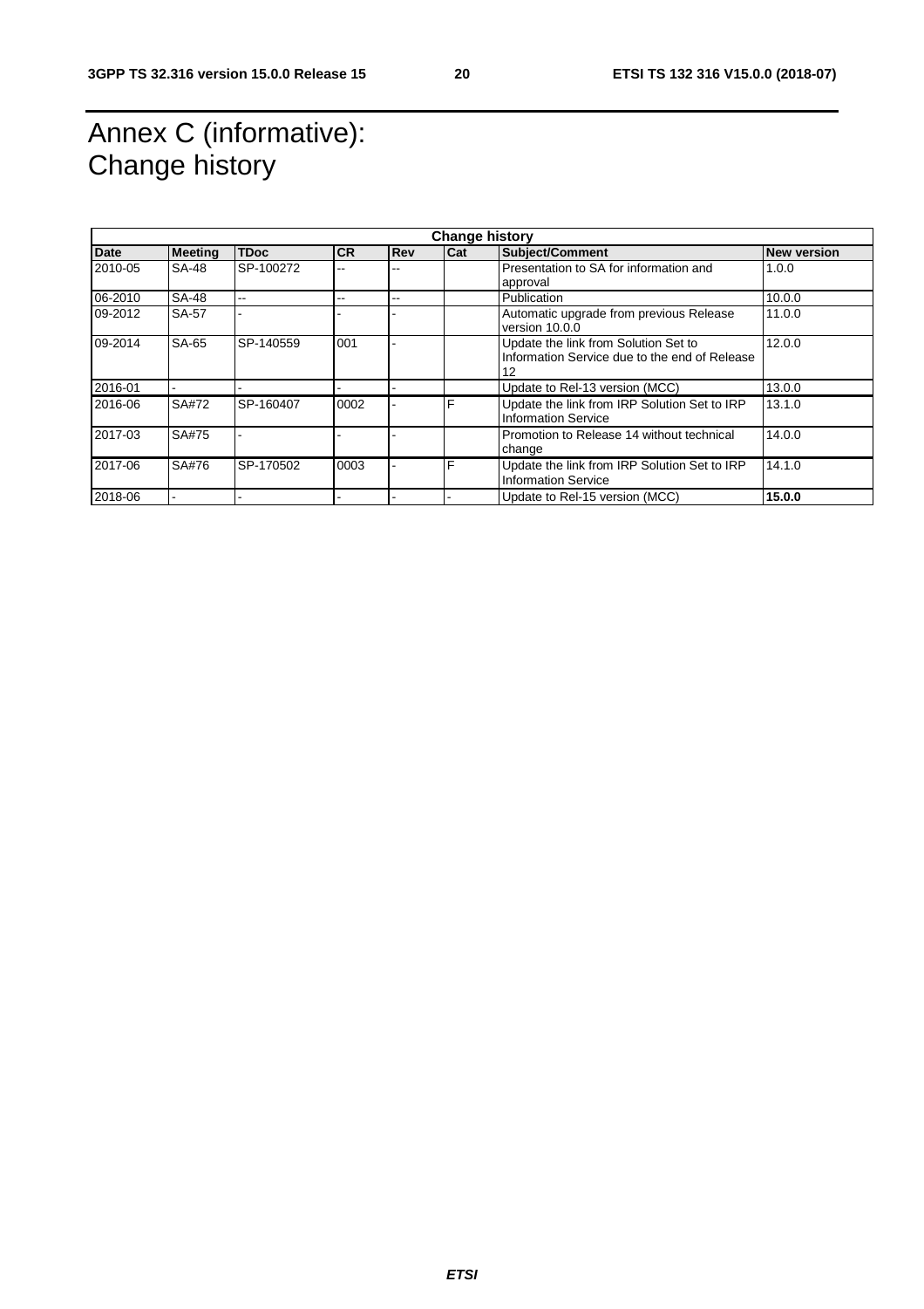# Annex C (informative): Change history

| Change history | | | | | | | |
|---|---|---|---|---|---|---|---|
| **Date** | **Meeting** | **TDoc** | **CR** | **Rev** | **Cat** | **Subject/Comment** | **New version** |
| 2010-05 | SA-48 | SP-100272 | -- | -- | | Presentation to SA for information and approval | 1.0.0 |
| 06-2010 | SA-48 | -- | -- | -- | | Publication | 10.0.0 |
| 09-2012 | SA-57 | - | - | - | | Automatic upgrade from previous Release version 10.0.0 | 11.0.0 |
| 09-2014 | SA-65 | SP-140559 | 001 | - | | Update the link from Solution Set to Information Service due to the end of Release 12 | 12.0.0 |
| 2016-01 | - | - | - | - | | Update to Rel-13 version (MCC) | 13.0.0 |
| 2016-06 | SA#72 | SP-160407 | 0002 | - | F | Update the link from IRP Solution Set to IRP Information Service | 13.1.0 |
| 2017-03 | SA#75 | - | - | - | | Promotion to Release 14 without technical change | 14.0.0 |
| 2017-06 | SA#76 | SP-170502 | 0003 | - | F | Update the link from IRP Solution Set to IRP Information Service | 14.1.0 |
| 2018-06 | - | - | - | - | - | Update to Rel-15 version (MCC) | **15.0.0** |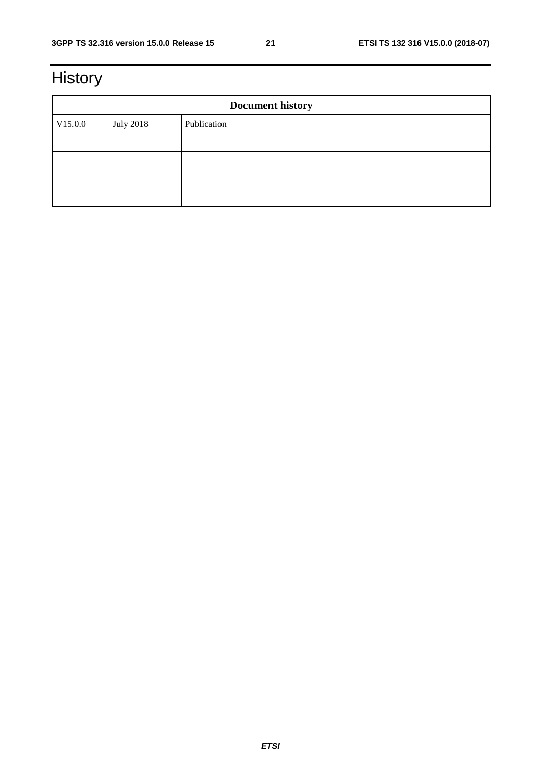# History

| Document history | | |
|---|---|---|
| V15.0.0 | July 2018 | Publication |
| | | |
| | | |
| | | |
| | | |